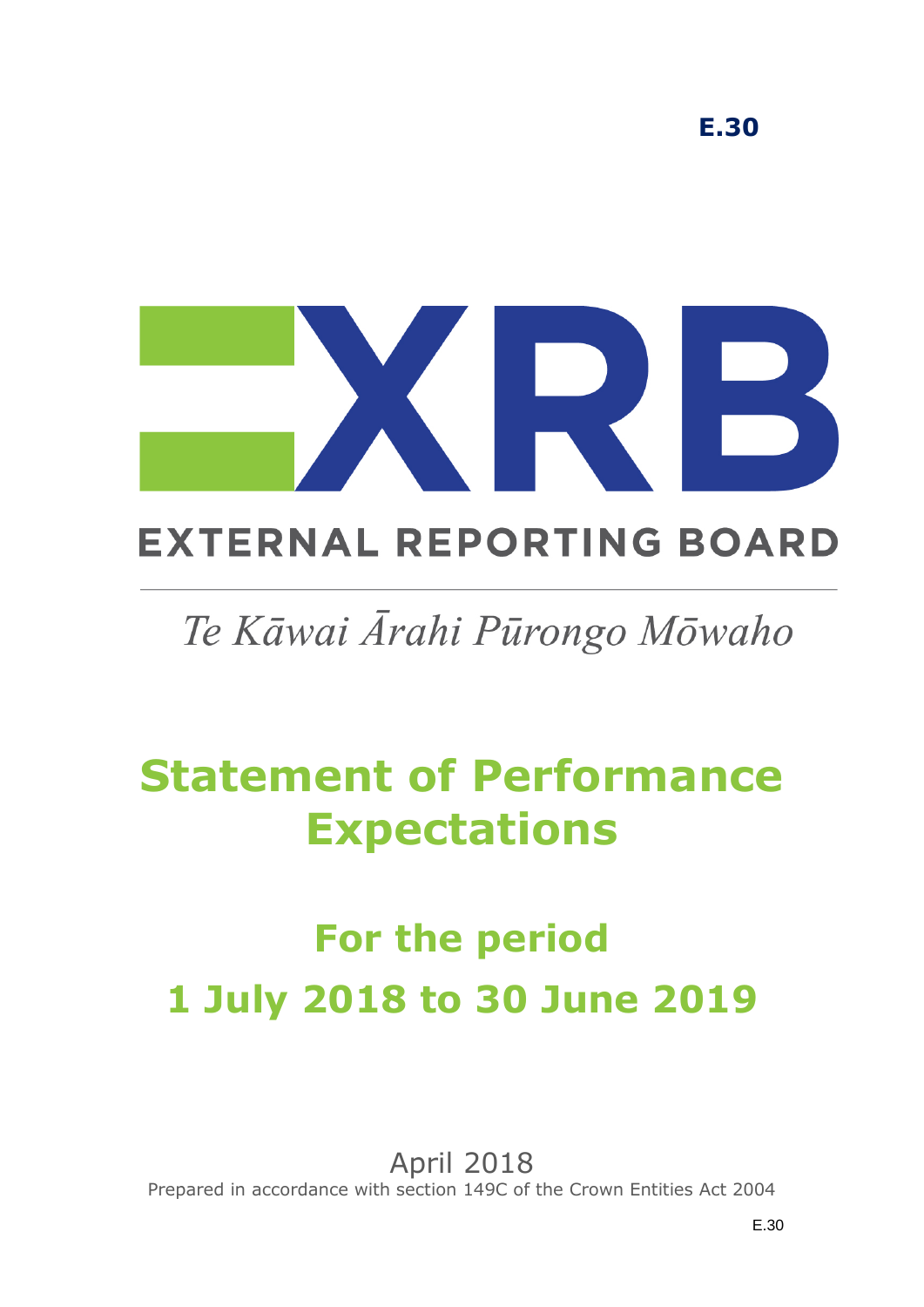E.30

XRB

EXTERNAL REPORTING BOARD

*Te Kāwai Ārahi Pūrongo Mōwaho*

# Statement of Performance Expectations

## For the period 1 July 2018 to 30 June 2019

April 2018

Prepared in accordance with section 149C of the Crown Entities Act 2004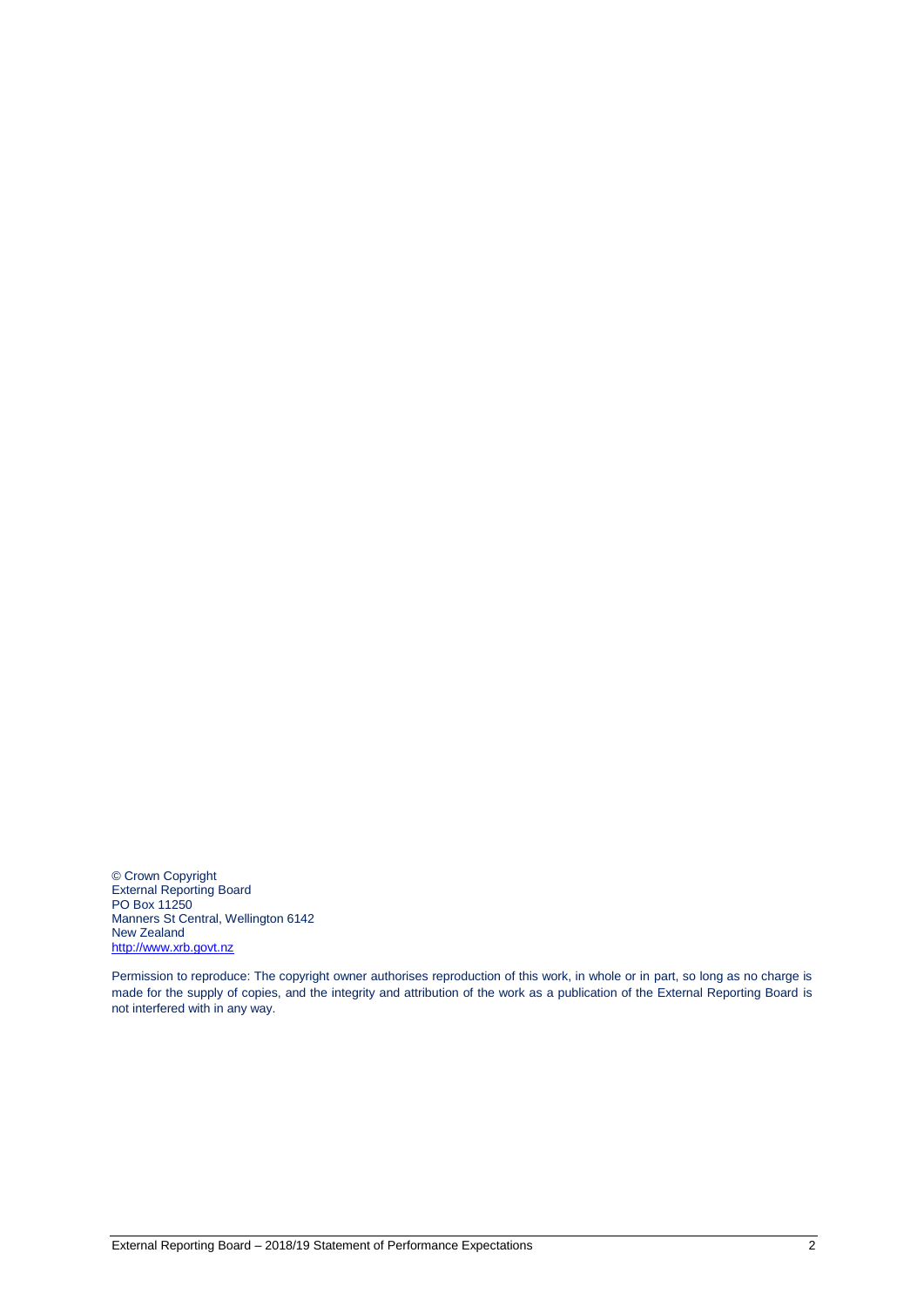© Crown Copyright
External Reporting Board
PO Box 11250
Manners St Central, Wellington 6142
New Zealand
[http://www.xrb.govt.nz](http://www.xrb.govt.nz)

Permission to reproduce: The copyright owner authorises reproduction of this work, in whole or in part, so long as no charge is made for the supply of copies, and the integrity and attribution of the work as a publication of the External Reporting Board is not interfered with in any way.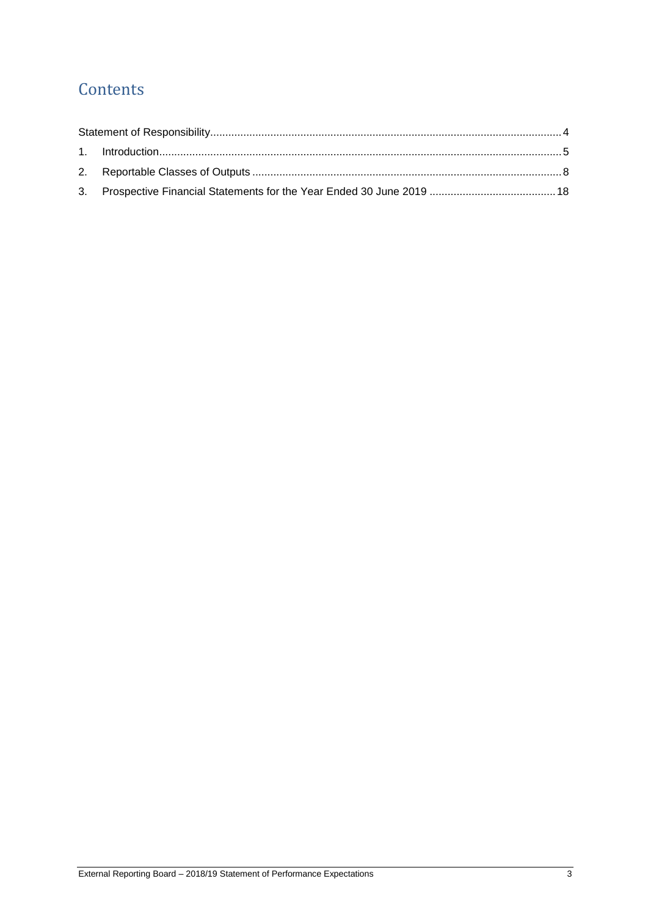# Contents

Statement of Responsibility .......... 4

1. Introduction .......... 5
2. Reportable Classes of Outputs .......... 8
3. Prospective Financial Statements for the Year Ended 30 June 2019 .......... 18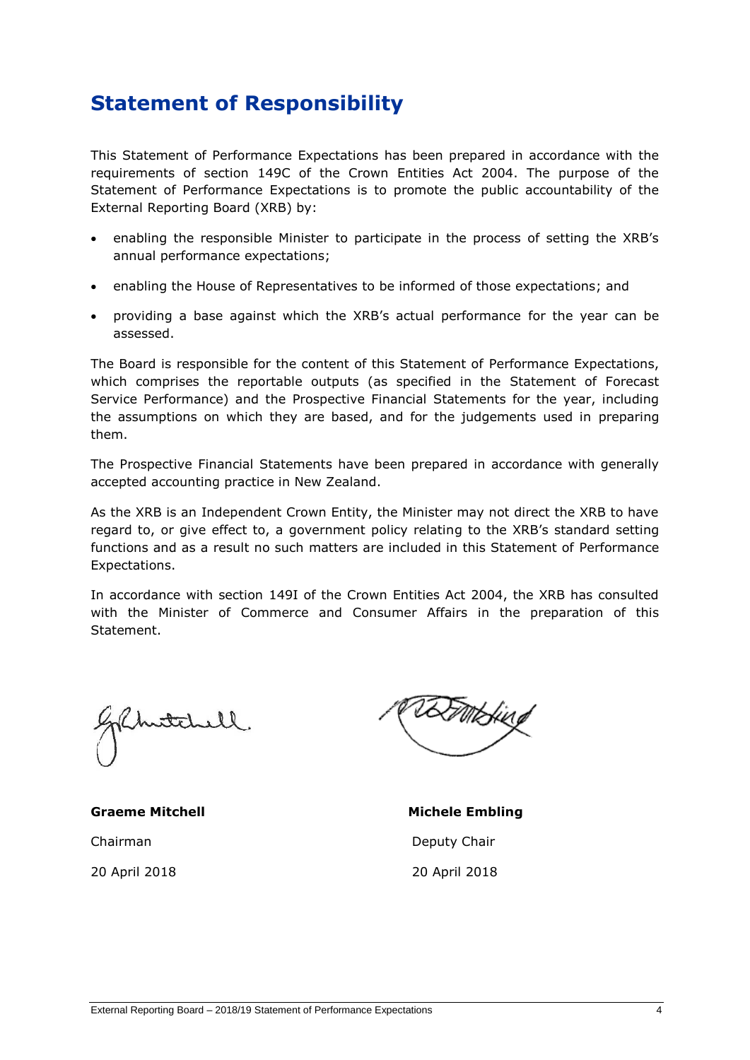# Statement of Responsibility

This Statement of Performance Expectations has been prepared in accordance with the requirements of section 149C of the Crown Entities Act 2004. The purpose of the Statement of Performance Expectations is to promote the public accountability of the External Reporting Board (XRB) by:

- enabling the responsible Minister to participate in the process of setting the XRB's annual performance expectations;
- enabling the House of Representatives to be informed of those expectations; and
- providing a base against which the XRB's actual performance for the year can be assessed.

The Board is responsible for the content of this Statement of Performance Expectations, which comprises the reportable outputs (as specified in the Statement of Forecast Service Performance) and the Prospective Financial Statements for the year, including the assumptions on which they are based, and for the judgements used in preparing them.

The Prospective Financial Statements have been prepared in accordance with generally accepted accounting practice in New Zealand.

As the XRB is an Independent Crown Entity, the Minister may not direct the XRB to have regard to, or give effect to, a government policy relating to the XRB's standard setting functions and as a result no such matters are included in this Statement of Performance Expectations.

In accordance with section 149I of the Crown Entities Act 2004, the XRB has consulted with the Minister of Commerce and Consumer Affairs in the preparation of this Statement.

**Graeme Mitchell**
Chairman
20 April 2018

**Michele Embling**
Deputy Chair
20 April 2018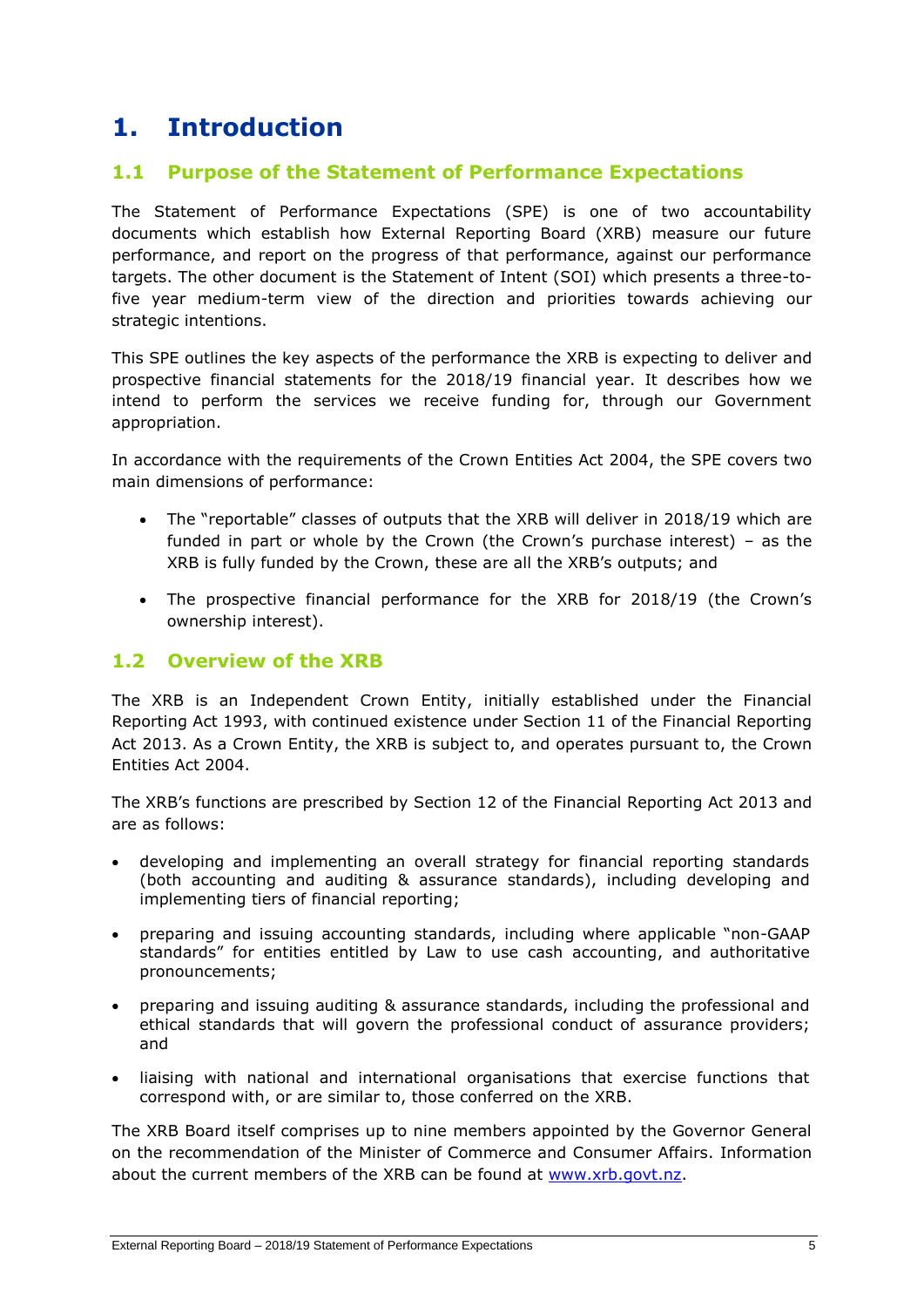# 1. Introduction

## 1.1 Purpose of the Statement of Performance Expectations

The Statement of Performance Expectations (SPE) is one of two accountability documents which establish how External Reporting Board (XRB) measure our future performance, and report on the progress of that performance, against our performance targets. The other document is the Statement of Intent (SOI) which presents a three-to-five year medium-term view of the direction and priorities towards achieving our strategic intentions.

This SPE outlines the key aspects of the performance the XRB is expecting to deliver and prospective financial statements for the 2018/19 financial year. It describes how we intend to perform the services we receive funding for, through our Government appropriation.

In accordance with the requirements of the Crown Entities Act 2004, the SPE covers two main dimensions of performance:

- The "reportable" classes of outputs that the XRB will deliver in 2018/19 which are funded in part or whole by the Crown (the Crown's purchase interest) – as the XRB is fully funded by the Crown, these are all the XRB's outputs; and
- The prospective financial performance for the XRB for 2018/19 (the Crown's ownership interest).

## 1.2 Overview of the XRB

The XRB is an Independent Crown Entity, initially established under the Financial Reporting Act 1993, with continued existence under Section 11 of the Financial Reporting Act 2013. As a Crown Entity, the XRB is subject to, and operates pursuant to, the Crown Entities Act 2004.

The XRB's functions are prescribed by Section 12 of the Financial Reporting Act 2013 and are as follows:

- developing and implementing an overall strategy for financial reporting standards (both accounting and auditing & assurance standards), including developing and implementing tiers of financial reporting;
- preparing and issuing accounting standards, including where applicable "non-GAAP standards" for entities entitled by Law to use cash accounting, and authoritative pronouncements;
- preparing and issuing auditing & assurance standards, including the professional and ethical standards that will govern the professional conduct of assurance providers; and
- liaising with national and international organisations that exercise functions that correspond with, or are similar to, those conferred on the XRB.

The XRB Board itself comprises up to nine members appointed by the Governor General on the recommendation of the Minister of Commerce and Consumer Affairs. Information about the current members of the XRB can be found at [www.xrb.govt.nz](www.xrb.govt.nz).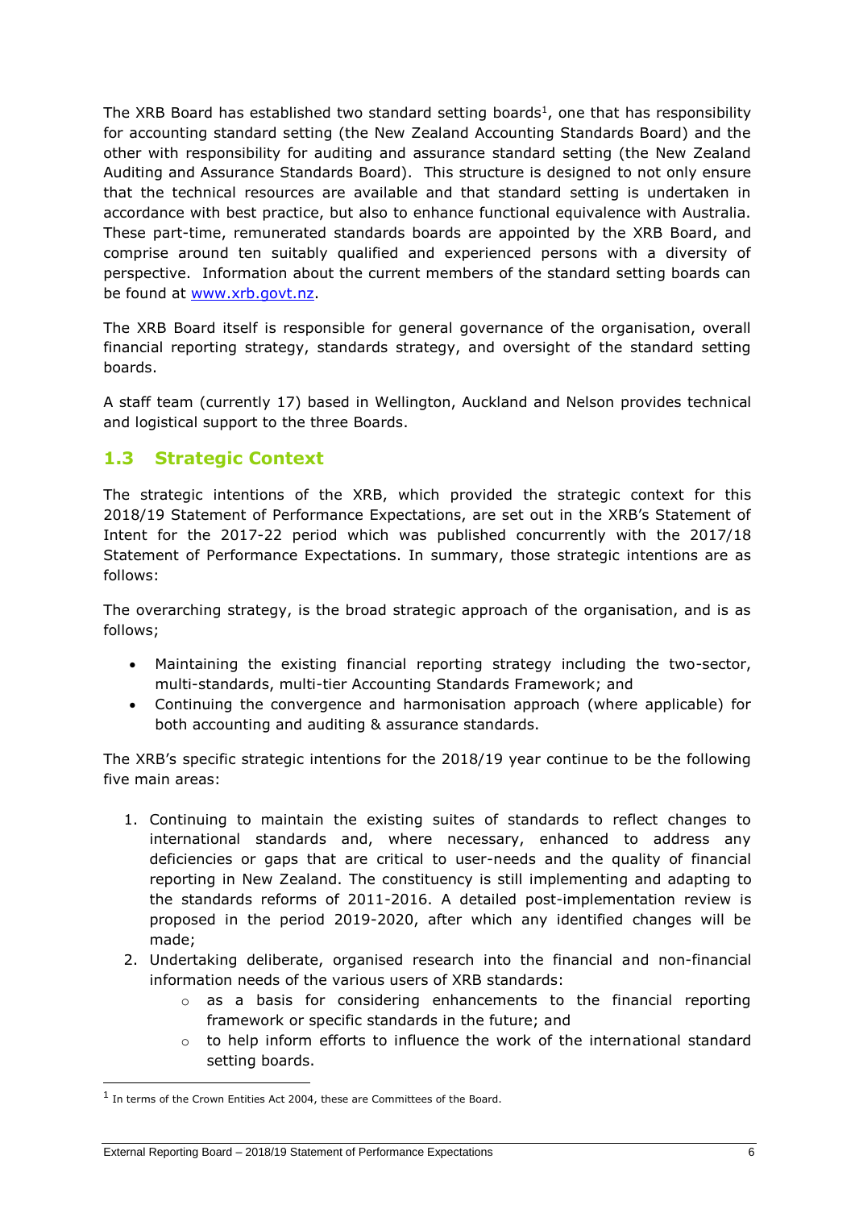The XRB Board has established two standard setting boards[1], one that has responsibility for accounting standard setting (the New Zealand Accounting Standards Board) and the other with responsibility for auditing and assurance standard setting (the New Zealand Auditing and Assurance Standards Board). This structure is designed to not only ensure that the technical resources are available and that standard setting is undertaken in accordance with best practice, but also to enhance functional equivalence with Australia. These part-time, remunerated standards boards are appointed by the XRB Board, and comprise around ten suitably qualified and experienced persons with a diversity of perspective. Information about the current members of the standard setting boards can be found at [www.xrb.govt.nz](http://www.xrb.govt.nz).

The XRB Board itself is responsible for general governance of the organisation, overall financial reporting strategy, standards strategy, and oversight of the standard setting boards.

A staff team (currently 17) based in Wellington, Auckland and Nelson provides technical and logistical support to the three Boards.

## 1.3 Strategic Context

The strategic intentions of the XRB, which provided the strategic context for this 2018/19 Statement of Performance Expectations, are set out in the XRB's Statement of Intent for the 2017-22 period which was published concurrently with the 2017/18 Statement of Performance Expectations. In summary, those strategic intentions are as follows:

The overarching strategy, is the broad strategic approach of the organisation, and is as follows;

- Maintaining the existing financial reporting strategy including the two-sector, multi-standards, multi-tier Accounting Standards Framework; and
- Continuing the convergence and harmonisation approach (where applicable) for both accounting and auditing & assurance standards.

The XRB's specific strategic intentions for the 2018/19 year continue to be the following five main areas:

1. Continuing to maintain the existing suites of standards to reflect changes to international standards and, where necessary, enhanced to address any deficiencies or gaps that are critical to user-needs and the quality of financial reporting in New Zealand. The constituency is still implementing and adapting to the standards reforms of 2011-2016. A detailed post-implementation review is proposed in the period 2019-2020, after which any identified changes will be made;
2. Undertaking deliberate, organised research into the financial and non-financial information needs of the various users of XRB standards:
    - as a basis for considering enhancements to the financial reporting framework or specific standards in the future; and
    - to help inform efforts to influence the work of the international standard setting boards.

[1] In terms of the Crown Entities Act 2004, these are Committees of the Board.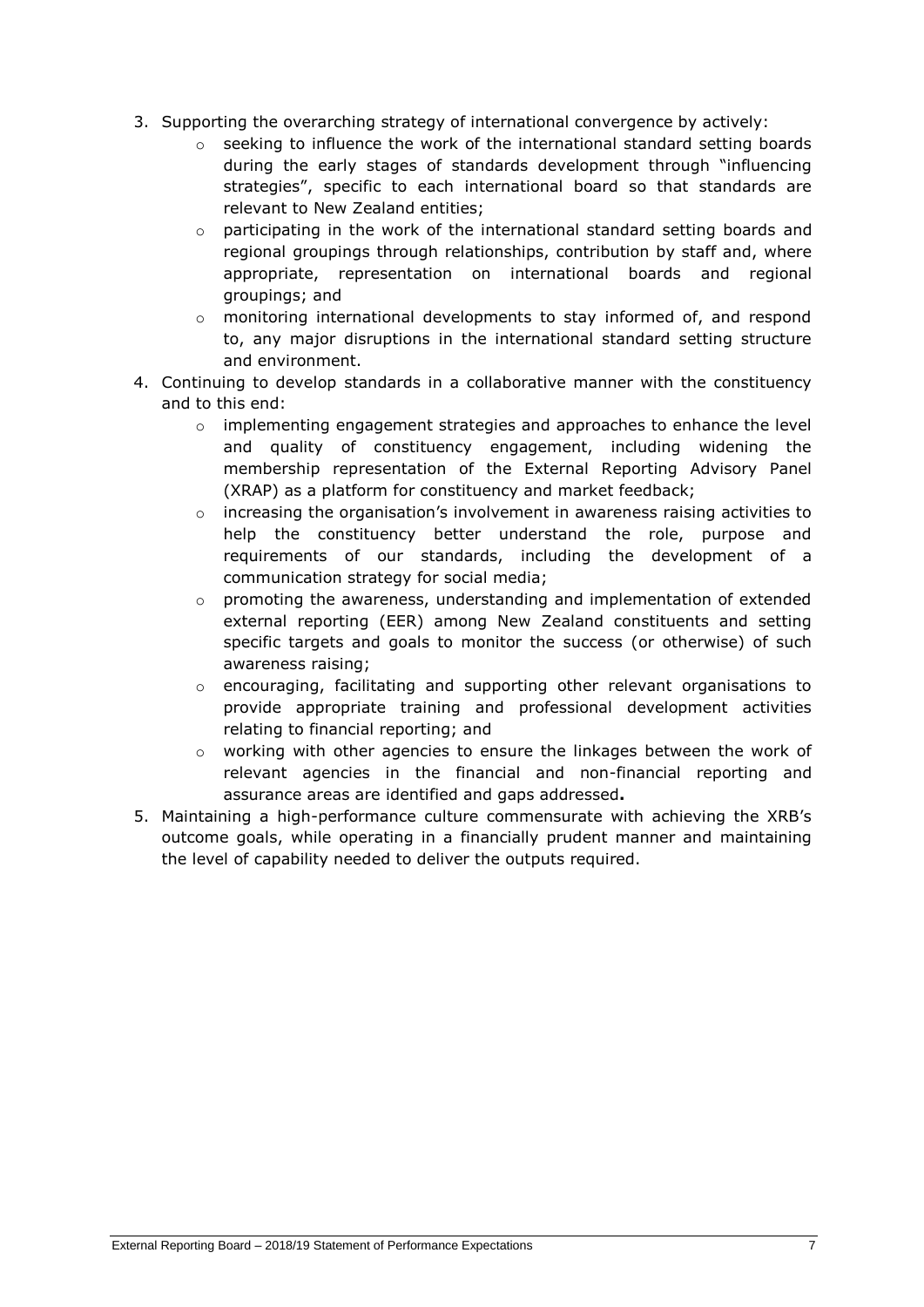3. Supporting the overarching strategy of international convergence by actively:
    - seeking to influence the work of the international standard setting boards during the early stages of standards development through "influencing strategies", specific to each international board so that standards are relevant to New Zealand entities;
    - participating in the work of the international standard setting boards and regional groupings through relationships, contribution by staff and, where appropriate, representation on international boards and regional groupings; and
    - monitoring international developments to stay informed of, and respond to, any major disruptions in the international standard setting structure and environment.
4. Continuing to develop standards in a collaborative manner with the constituency and to this end:
    - implementing engagement strategies and approaches to enhance the level and quality of constituency engagement, including widening the membership representation of the External Reporting Advisory Panel (XRAP) as a platform for constituency and market feedback;
    - increasing the organisation's involvement in awareness raising activities to help the constituency better understand the role, purpose and requirements of our standards, including the development of a communication strategy for social media;
    - promoting the awareness, understanding and implementation of extended external reporting (EER) among New Zealand constituents and setting specific targets and goals to monitor the success (or otherwise) of such awareness raising;
    - encouraging, facilitating and supporting other relevant organisations to provide appropriate training and professional development activities relating to financial reporting; and
    - working with other agencies to ensure the linkages between the work of relevant agencies in the financial and non-financial reporting and assurance areas are identified and gaps addressed**.**
5. Maintaining a high-performance culture commensurate with achieving the XRB's outcome goals, while operating in a financially prudent manner and maintaining the level of capability needed to deliver the outputs required.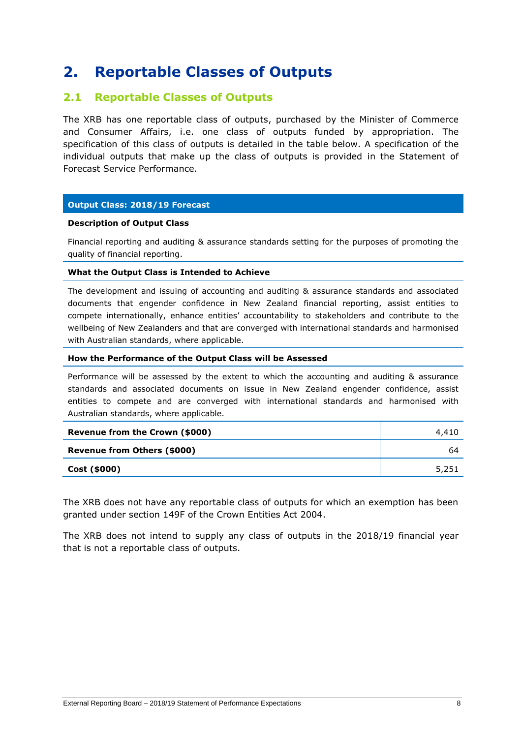# 2. Reportable Classes of Outputs

## 2.1 Reportable Classes of Outputs

The XRB has one reportable class of outputs, purchased by the Minister of Commerce and Consumer Affairs, i.e. one class of outputs funded by appropriation. The specification of this class of outputs is detailed in the table below. A specification of the individual outputs that make up the class of outputs is provided in the Statement of Forecast Service Performance.

| **Output Class: 2018/19 Forecast** | |
|---|---|
| **Description of Output Class** | |
| Financial reporting and auditing & assurance standards setting for the purposes of promoting the quality of financial reporting. | |
| **What the Output Class is Intended to Achieve** | |
| The development and issuing of accounting and auditing & assurance standards and associated documents that engender confidence in New Zealand financial reporting, assist entities to compete internationally, enhance entities' accountability to stakeholders and contribute to the wellbeing of New Zealanders and that are converged with international standards and harmonised with Australian standards, where applicable. | |
| **How the Performance of the Output Class will be Assessed** | |
| Performance will be assessed by the extent to which the accounting and auditing & assurance standards and associated documents on issue in New Zealand engender confidence, assist entities to compete and are converged with international standards and harmonised with Australian standards, where applicable. | |
| **Revenue from the Crown ($000)** | 4,410 |
| **Revenue from Others ($000)** | 64 |
| **Cost ($000)** | 5,251 |

The XRB does not have any reportable class of outputs for which an exemption has been granted under section 149F of the Crown Entities Act 2004.

The XRB does not intend to supply any class of outputs in the 2018/19 financial year that is not a reportable class of outputs.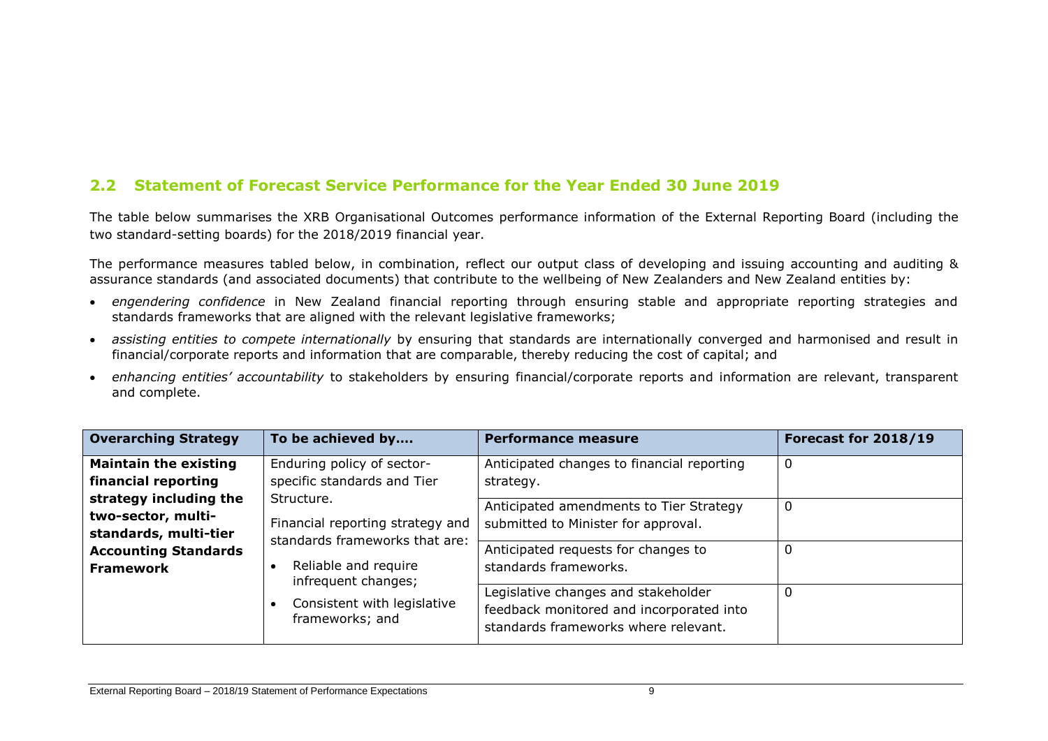## 2.2 Statement of Forecast Service Performance for the Year Ended 30 June 2019

The table below summarises the XRB Organisational Outcomes performance information of the External Reporting Board (including the two standard-setting boards) for the 2018/2019 financial year.

The performance measures tabled below, in combination, reflect our output class of developing and issuing accounting and auditing & assurance standards (and associated documents) that contribute to the wellbeing of New Zealanders and New Zealand entities by:

- *engendering confidence* in New Zealand financial reporting through ensuring stable and appropriate reporting strategies and standards frameworks that are aligned with the relevant legislative frameworks;
- *assisting entities to compete internationally* by ensuring that standards are internationally converged and harmonised and result in financial/corporate reports and information that are comparable, thereby reducing the cost of capital; and
- *enhancing entities' accountability* to stakeholders by ensuring financial/corporate reports and information are relevant, transparent and complete.

| Overarching Strategy | To be achieved by.... | Performance measure | Forecast for 2018/19 |
|---|---|---|---|
| **Maintain the existing financial reporting strategy including the two-sector, multi-standards, multi-tier Accounting Standards Framework** | Enduring policy of sector-specific standards and Tier Structure.<br>Financial reporting strategy and standards frameworks that are:<br>• Reliable and require infrequent changes;<br>• Consistent with legislative frameworks; and | Anticipated changes to financial reporting strategy. | 0 |
| | | Anticipated amendments to Tier Strategy submitted to Minister for approval. | 0 |
| | | Anticipated requests for changes to standards frameworks. | 0 |
| | | Legislative changes and stakeholder feedback monitored and incorporated into standards frameworks where relevant. | 0 |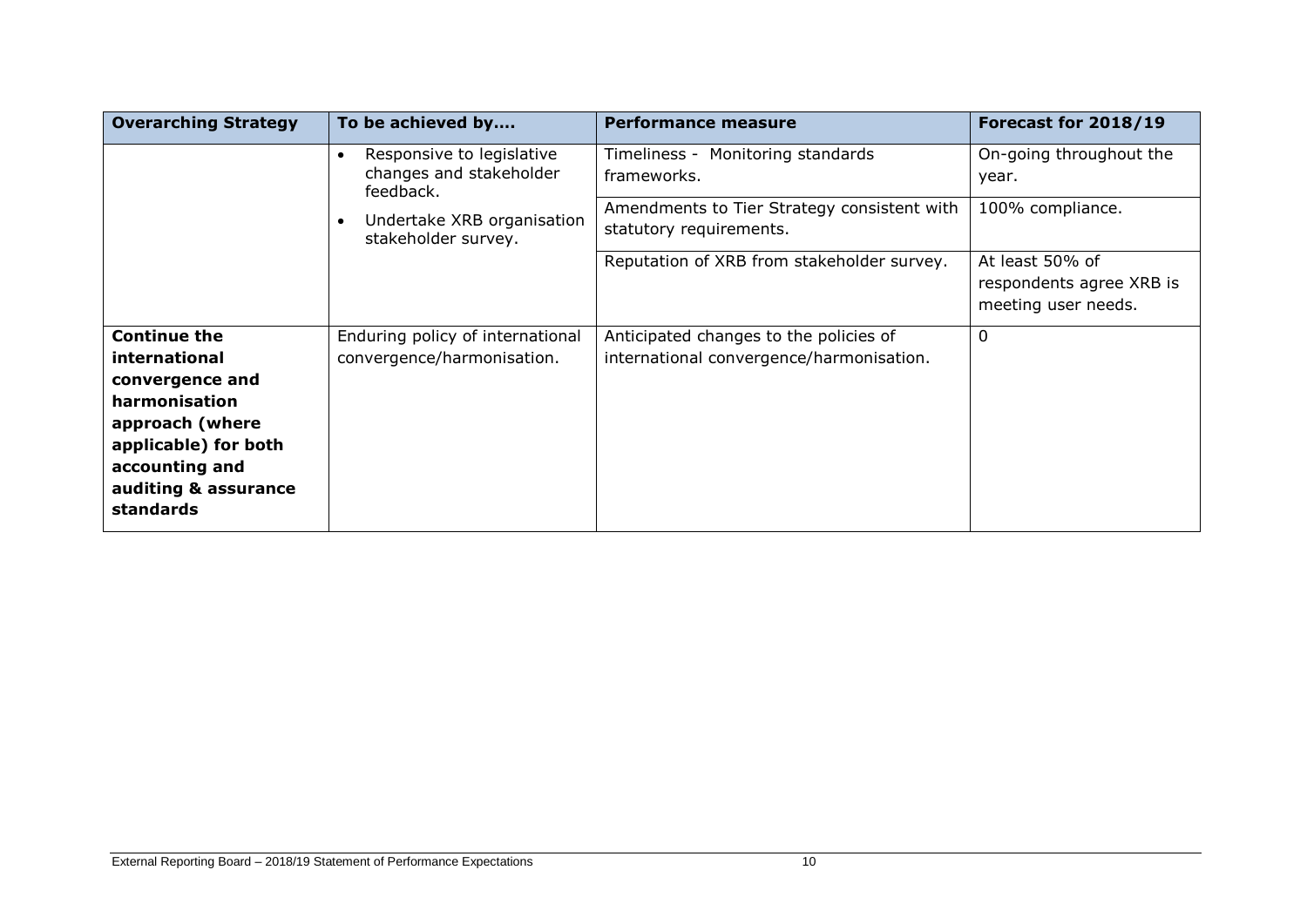| Overarching Strategy | To be achieved by.... | Performance measure | Forecast for 2018/19 |
|---|---|---|---|
| | • Responsive to legislative changes and stakeholder feedback.<br>• Undertake XRB organisation stakeholder survey. | Timeliness - Monitoring standards frameworks. | On-going throughout the year. |
| | | Amendments to Tier Strategy consistent with statutory requirements. | 100% compliance. |
| | | Reputation of XRB from stakeholder survey. | At least 50% of respondents agree XRB is meeting user needs. |
| **Continue the international convergence and harmonisation approach (where applicable) for both accounting and auditing & assurance standards** | Enduring policy of international convergence/harmonisation. | Anticipated changes to the policies of international convergence/harmonisation. | 0 |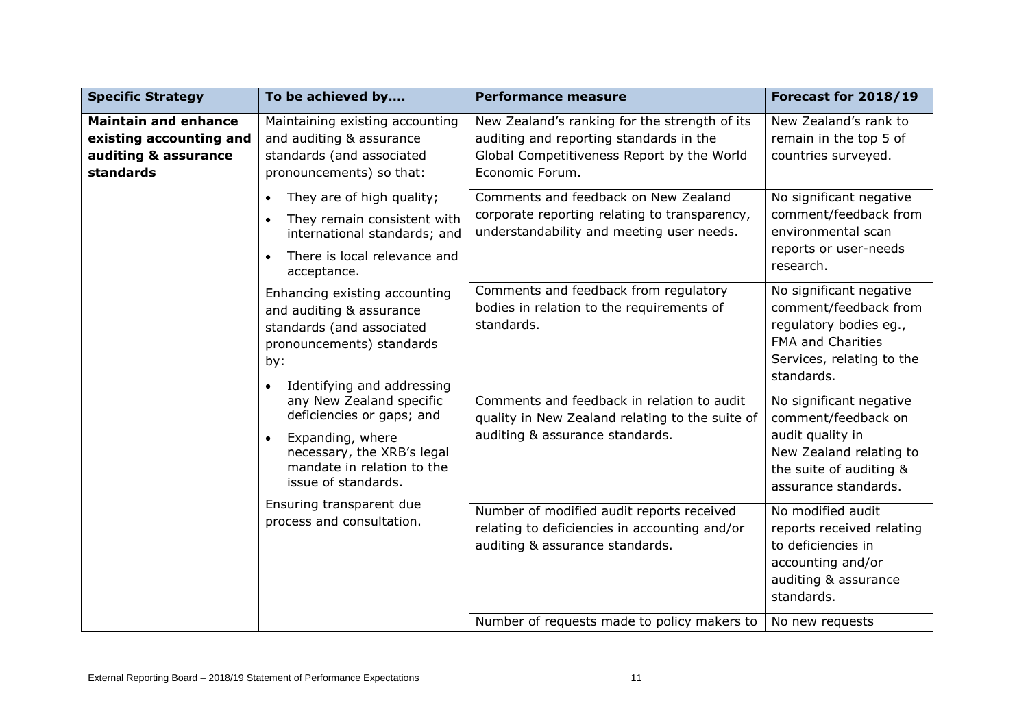| Specific Strategy | To be achieved by…. | Performance measure | Forecast for 2018/19 |
|---|---|---|---|
| **Maintain and enhance existing accounting and auditing & assurance standards** | Maintaining existing accounting and auditing & assurance standards (and associated pronouncements) so that:<br>• They are of high quality;<br>• They remain consistent with international standards; and<br>• There is local relevance and acceptance.<br>Enhancing existing accounting and auditing & assurance standards (and associated pronouncements) standards by:<br>• Identifying and addressing any New Zealand specific deficiencies or gaps; and<br>• Expanding, where necessary, the XRB's legal mandate in relation to the issue of standards.<br>Ensuring transparent due process and consultation. | New Zealand's ranking for the strength of its auditing and reporting standards in the Global Competitiveness Report by the World Economic Forum. | New Zealand's rank to remain in the top 5 of countries surveyed. |
| | | Comments and feedback on New Zealand corporate reporting relating to transparency, understandability and meeting user needs. | No significant negative comment/feedback from environmental scan reports or user-needs research. |
| | | Comments and feedback from regulatory bodies in relation to the requirements of standards. | No significant negative comment/feedback from regulatory bodies eg., FMA and Charities Services, relating to the standards. |
| | | Comments and feedback in relation to audit quality in New Zealand relating to the suite of auditing & assurance standards. | No significant negative comment/feedback on audit quality in New Zealand relating to the suite of auditing & assurance standards. |
| | | Number of modified audit reports received relating to deficiencies in accounting and/or auditing & assurance standards. | No modified audit reports received relating to deficiencies in accounting and/or auditing & assurance standards. |
| | | Number of requests made to policy makers to | No new requests |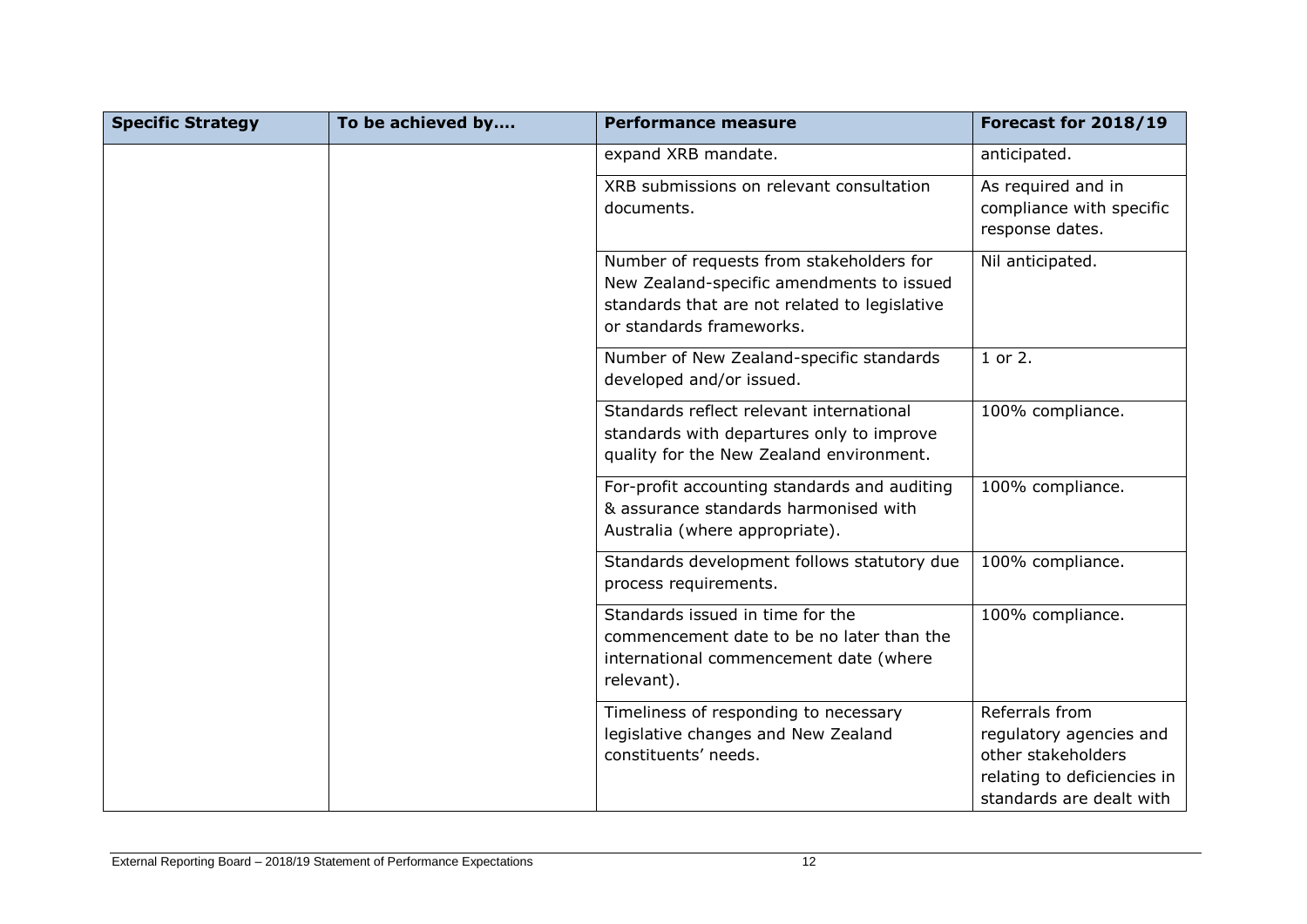| Specific Strategy | To be achieved by…. | Performance measure | Forecast for 2018/19 |
| --- | --- | --- | --- |
| | | expand XRB mandate. | anticipated. |
| | | XRB submissions on relevant consultation documents. | As required and in compliance with specific response dates. |
| | | Number of requests from stakeholders for New Zealand-specific amendments to issued standards that are not related to legislative or standards frameworks. | Nil anticipated. |
| | | Number of New Zealand-specific standards developed and/or issued. | 1 or 2. |
| | | Standards reflect relevant international standards with departures only to improve quality for the New Zealand environment. | 100% compliance. |
| | | For-profit accounting standards and auditing & assurance standards harmonised with Australia (where appropriate). | 100% compliance. |
| | | Standards development follows statutory due process requirements. | 100% compliance. |
| | | Standards issued in time for the commencement date to be no later than the international commencement date (where relevant). | 100% compliance. |
| | | Timeliness of responding to necessary legislative changes and New Zealand constituents' needs. | Referrals from regulatory agencies and other stakeholders relating to deficiencies in standards are dealt with |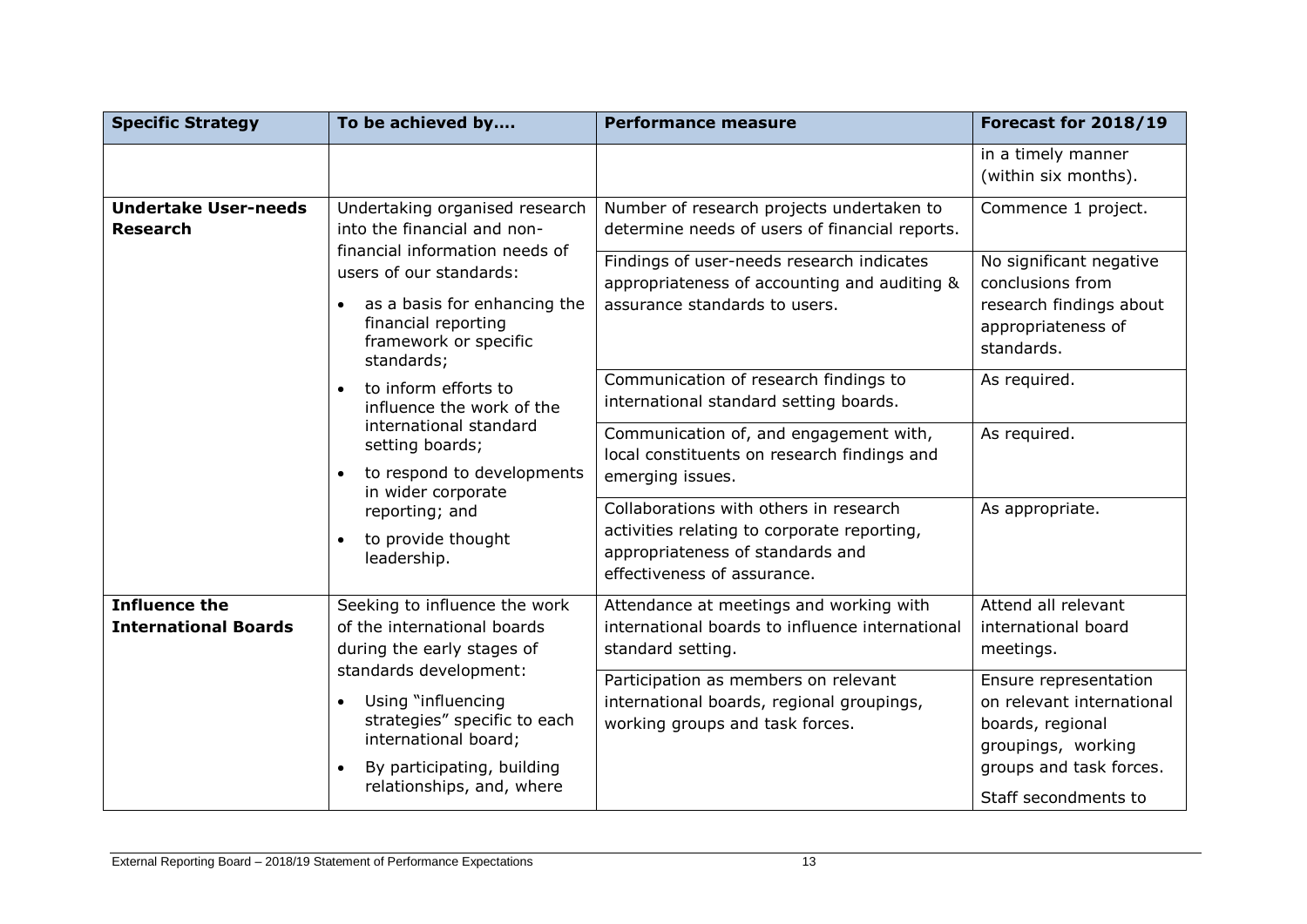| Specific Strategy | To be achieved by…. | Performance measure | Forecast for 2018/19 |
| --- | --- | --- | --- |
| | | | in a timely manner (within six months). |
| **Undertake User-needs Research** | Undertaking organised research into the financial and non-financial information needs of users of our standards:<br>• as a basis for enhancing the financial reporting framework or specific standards;<br>• to inform efforts to influence the work of the international standard setting boards;<br>• to respond to developments in wider corporate reporting; and<br>• to provide thought leadership. | Number of research projects undertaken to determine needs of users of financial reports. | Commence 1 project. |
| | | Findings of user-needs research indicates appropriateness of accounting and auditing & assurance standards to users. | No significant negative conclusions from research findings about appropriateness of standards. |
| | | Communication of research findings to international standard setting boards. | As required. |
| | | Communication of, and engagement with, local constituents on research findings and emerging issues. | As required. |
| | | Collaborations with others in research activities relating to corporate reporting, appropriateness of standards and effectiveness of assurance. | As appropriate. |
| **Influence the International Boards** | Seeking to influence the work of the international boards during the early stages of standards development:<br>• Using "influencing strategies" specific to each international board;<br>• By participating, building relationships, and, where | Attendance at meetings and working with international boards to influence international standard setting. | Attend all relevant international board meetings. |
| | | Participation as members on relevant international boards, regional groupings, working groups and task forces. | Ensure representation on relevant international boards, regional groupings, working groups and task forces.<br>Staff secondments to |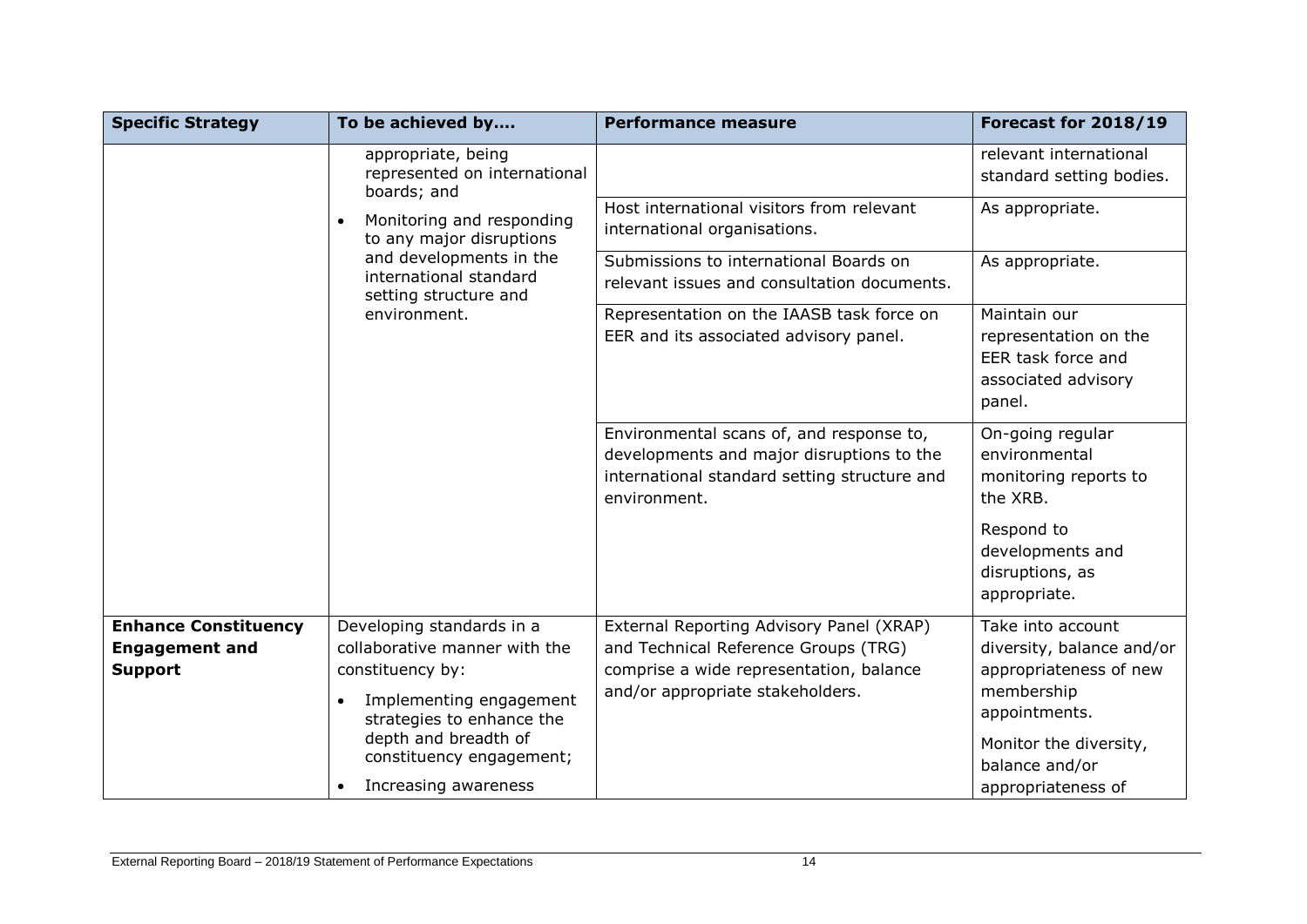| Specific Strategy | To be achieved by…. | Performance measure | Forecast for 2018/19 |
|---|---|---|---|
| | appropriate, being represented on international boards; and<br>• Monitoring and responding to any major disruptions and developments in the international standard setting structure and environment. | | relevant international standard setting bodies. |
| | | Host international visitors from relevant international organisations. | As appropriate. |
| | | Submissions to international Boards on relevant issues and consultation documents. | As appropriate. |
| | | Representation on the IAASB task force on EER and its associated advisory panel. | Maintain our representation on the EER task force and associated advisory panel. |
| | | Environmental scans of, and response to, developments and major disruptions to the international standard setting structure and environment. | On-going regular environmental monitoring reports to the XRB.<br><br>Respond to developments and disruptions, as appropriate. |
| **Enhance Constituency Engagement and Support** | Developing standards in a collaborative manner with the constituency by:<br>• Implementing engagement strategies to enhance the depth and breadth of constituency engagement;<br>• Increasing awareness | External Reporting Advisory Panel (XRAP) and Technical Reference Groups (TRG) comprise a wide representation, balance and/or appropriate stakeholders. | Take into account diversity, balance and/or appropriateness of new membership appointments.<br><br>Monitor the diversity, balance and/or appropriateness of |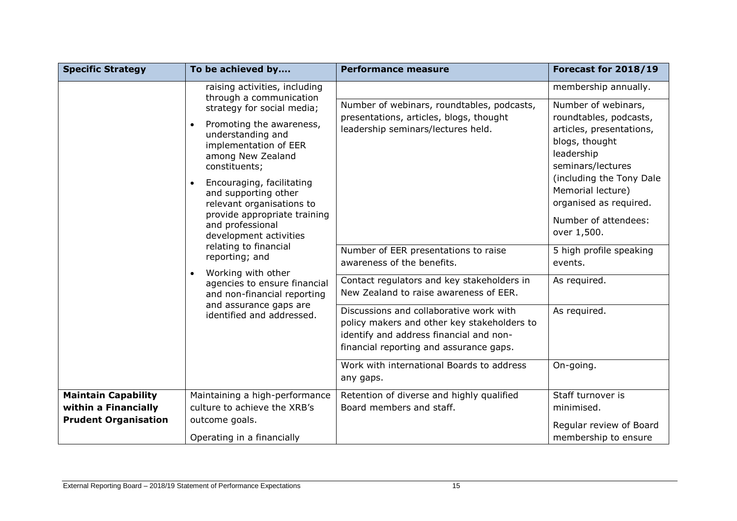| Specific Strategy | To be achieved by…. | Performance measure | Forecast for 2018/19 |
|---|---|---|---|
| | raising activities, including through a communication strategy for social media;<br>• Promoting the awareness, understanding and implementation of EER among New Zealand constituents;<br>• Encouraging, facilitating and supporting other relevant organisations to provide appropriate training and professional development activities relating to financial reporting; and<br>• Working with other agencies to ensure financial and non-financial reporting and assurance gaps are identified and addressed. | | membership annually. |
| | | Number of webinars, roundtables, podcasts, presentations, articles, blogs, thought leadership seminars/lectures held. | Number of webinars, roundtables, podcasts, articles, presentations, blogs, thought leadership seminars/lectures (including the Tony Dale Memorial lecture) organised as required.<br><br>Number of attendees: over 1,500. |
| | | Number of EER presentations to raise awareness of the benefits. | 5 high profile speaking events. |
| | | Contact regulators and key stakeholders in New Zealand to raise awareness of EER. | As required. |
| | | Discussions and collaborative work with policy makers and other key stakeholders to identify and address financial and non-financial reporting and assurance gaps. | As required. |
| | | Work with international Boards to address any gaps. | On-going. |
| **Maintain Capability within a Financially Prudent Organisation** | Maintaining a high-performance culture to achieve the XRB's outcome goals.<br><br>Operating in a financially | Retention of diverse and highly qualified Board members and staff. | Staff turnover is minimised.<br><br>Regular review of Board membership to ensure |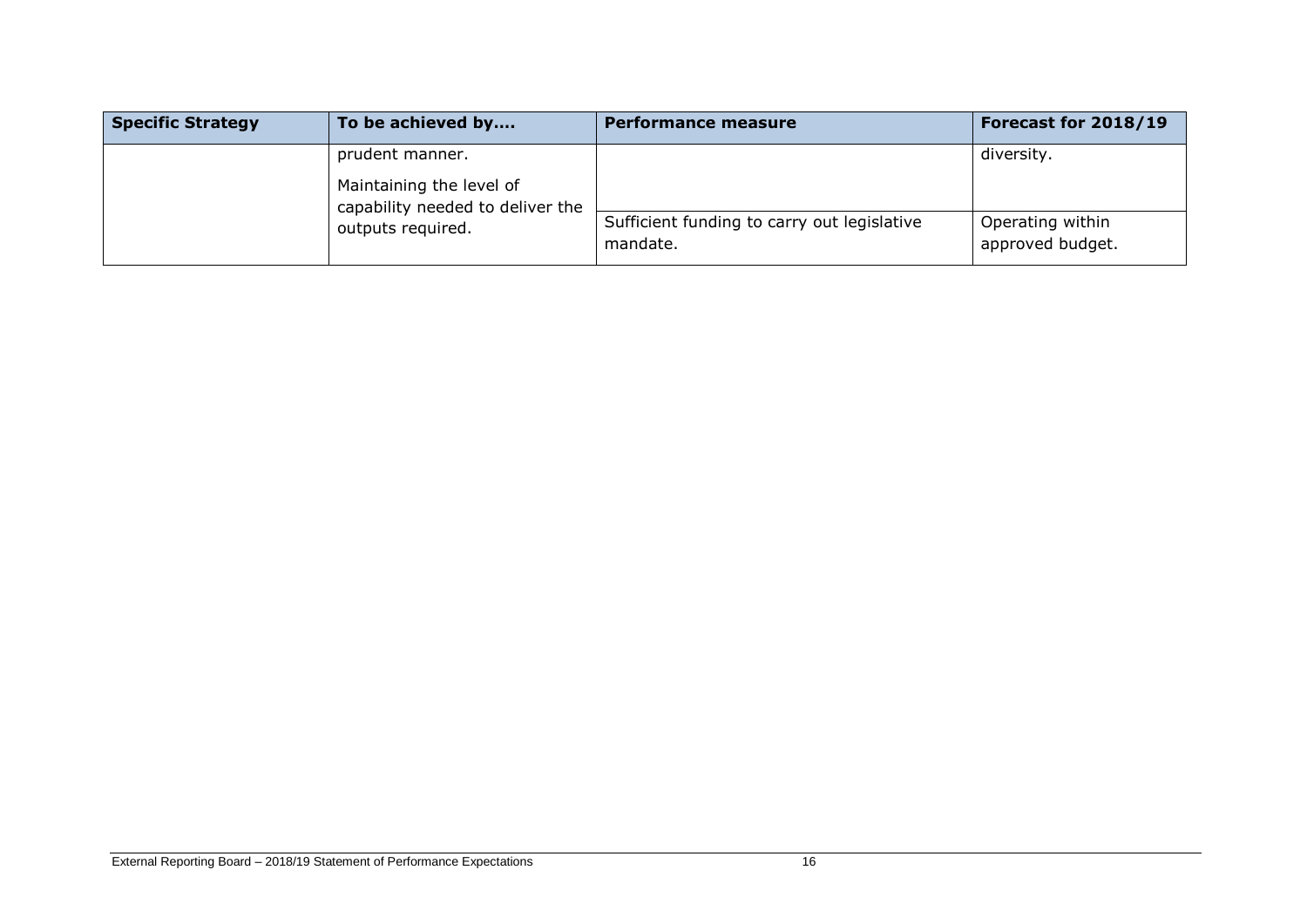| Specific Strategy | To be achieved by…. | Performance measure | Forecast for 2018/19 |
| --- | --- | --- | --- |
| | prudent manner.<br><br>Maintaining the level of capability needed to deliver the outputs required. | | diversity. |
| | | Sufficient funding to carry out legislative mandate. | Operating within approved budget. |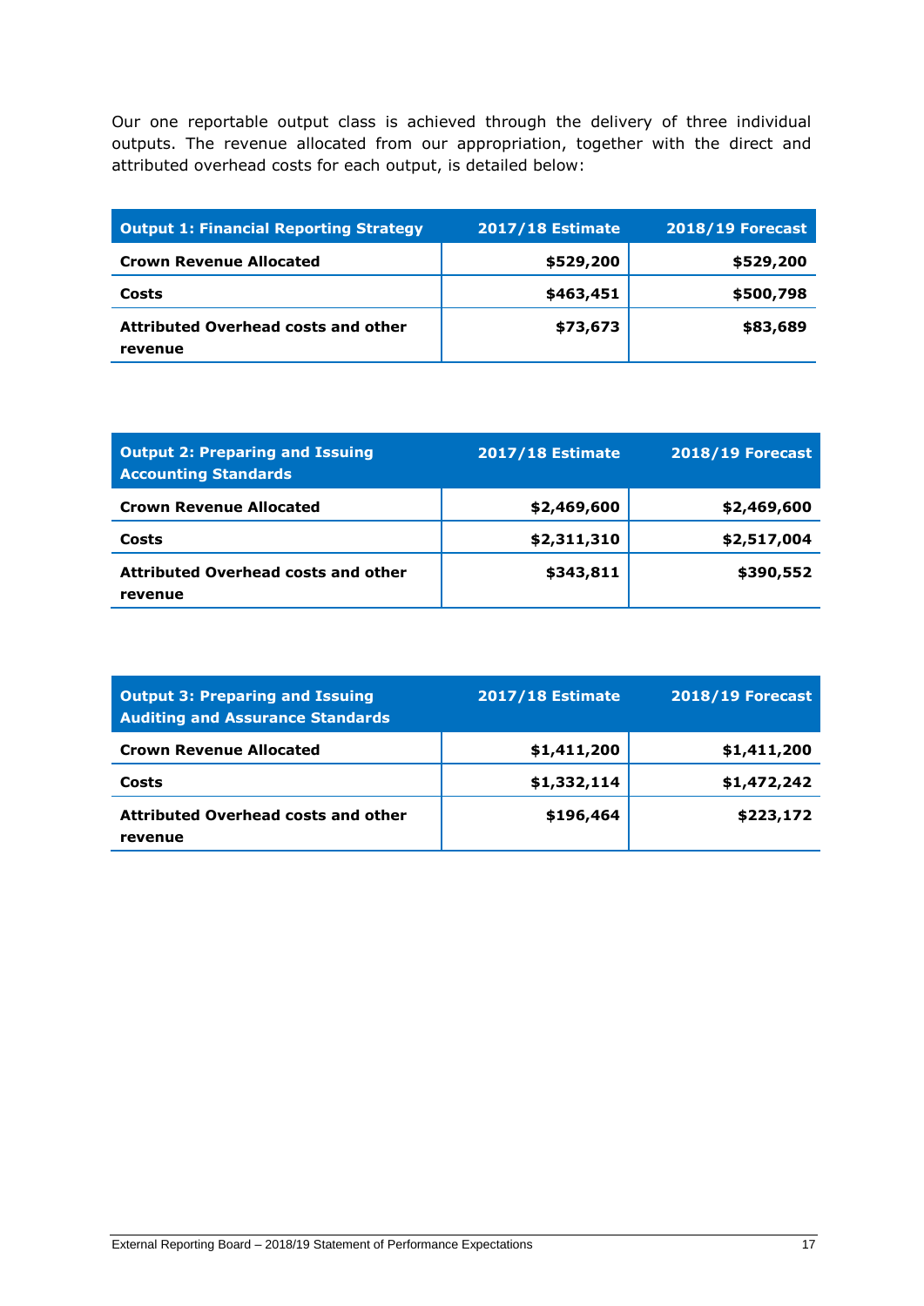Our one reportable output class is achieved through the delivery of three individual outputs. The revenue allocated from our appropriation, together with the direct and attributed overhead costs for each output, is detailed below:

| Output 1: Financial Reporting Strategy | 2017/18 Estimate | 2018/19 Forecast |
|---|---|---|
| **Crown Revenue Allocated** | **$529,200** | **$529,200** |
| **Costs** | **$463,451** | **$500,798** |
| **Attributed Overhead costs and other revenue** | **$73,673** | **$83,689** |

| Output 2: Preparing and Issuing Accounting Standards | 2017/18 Estimate | 2018/19 Forecast |
|---|---|---|
| **Crown Revenue Allocated** | **$2,469,600** | **$2,469,600** |
| **Costs** | **$2,311,310** | **$2,517,004** |
| **Attributed Overhead costs and other revenue** | **$343,811** | **$390,552** |

| Output 3: Preparing and Issuing Auditing and Assurance Standards | 2017/18 Estimate | 2018/19 Forecast |
|---|---|---|
| **Crown Revenue Allocated** | **$1,411,200** | **$1,411,200** |
| **Costs** | **$1,332,114** | **$1,472,242** |
| **Attributed Overhead costs and other revenue** | **$196,464** | **$223,172** |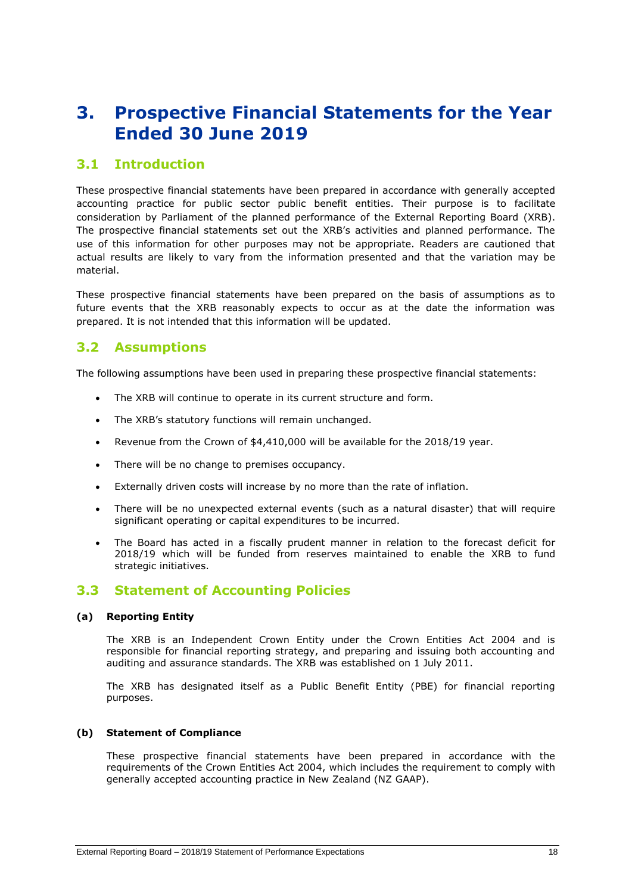# 3. Prospective Financial Statements for the Year Ended 30 June 2019

## 3.1 Introduction

These prospective financial statements have been prepared in accordance with generally accepted accounting practice for public sector public benefit entities. Their purpose is to facilitate consideration by Parliament of the planned performance of the External Reporting Board (XRB). The prospective financial statements set out the XRB's activities and planned performance. The use of this information for other purposes may not be appropriate. Readers are cautioned that actual results are likely to vary from the information presented and that the variation may be material.

These prospective financial statements have been prepared on the basis of assumptions as to future events that the XRB reasonably expects to occur as at the date the information was prepared. It is not intended that this information will be updated.

## 3.2 Assumptions

The following assumptions have been used in preparing these prospective financial statements:

- The XRB will continue to operate in its current structure and form.
- The XRB's statutory functions will remain unchanged.
- Revenue from the Crown of $4,410,000 will be available for the 2018/19 year.
- There will be no change to premises occupancy.
- Externally driven costs will increase by no more than the rate of inflation.
- There will be no unexpected external events (such as a natural disaster) that will require significant operating or capital expenditures to be incurred.
- The Board has acted in a fiscally prudent manner in relation to the forecast deficit for 2018/19 which will be funded from reserves maintained to enable the XRB to fund strategic initiatives.

## 3.3 Statement of Accounting Policies

### (a) Reporting Entity

The XRB is an Independent Crown Entity under the Crown Entities Act 2004 and is responsible for financial reporting strategy, and preparing and issuing both accounting and auditing and assurance standards. The XRB was established on 1 July 2011.

The XRB has designated itself as a Public Benefit Entity (PBE) for financial reporting purposes.

### (b) Statement of Compliance

These prospective financial statements have been prepared in accordance with the requirements of the Crown Entities Act 2004, which includes the requirement to comply with generally accepted accounting practice in New Zealand (NZ GAAP).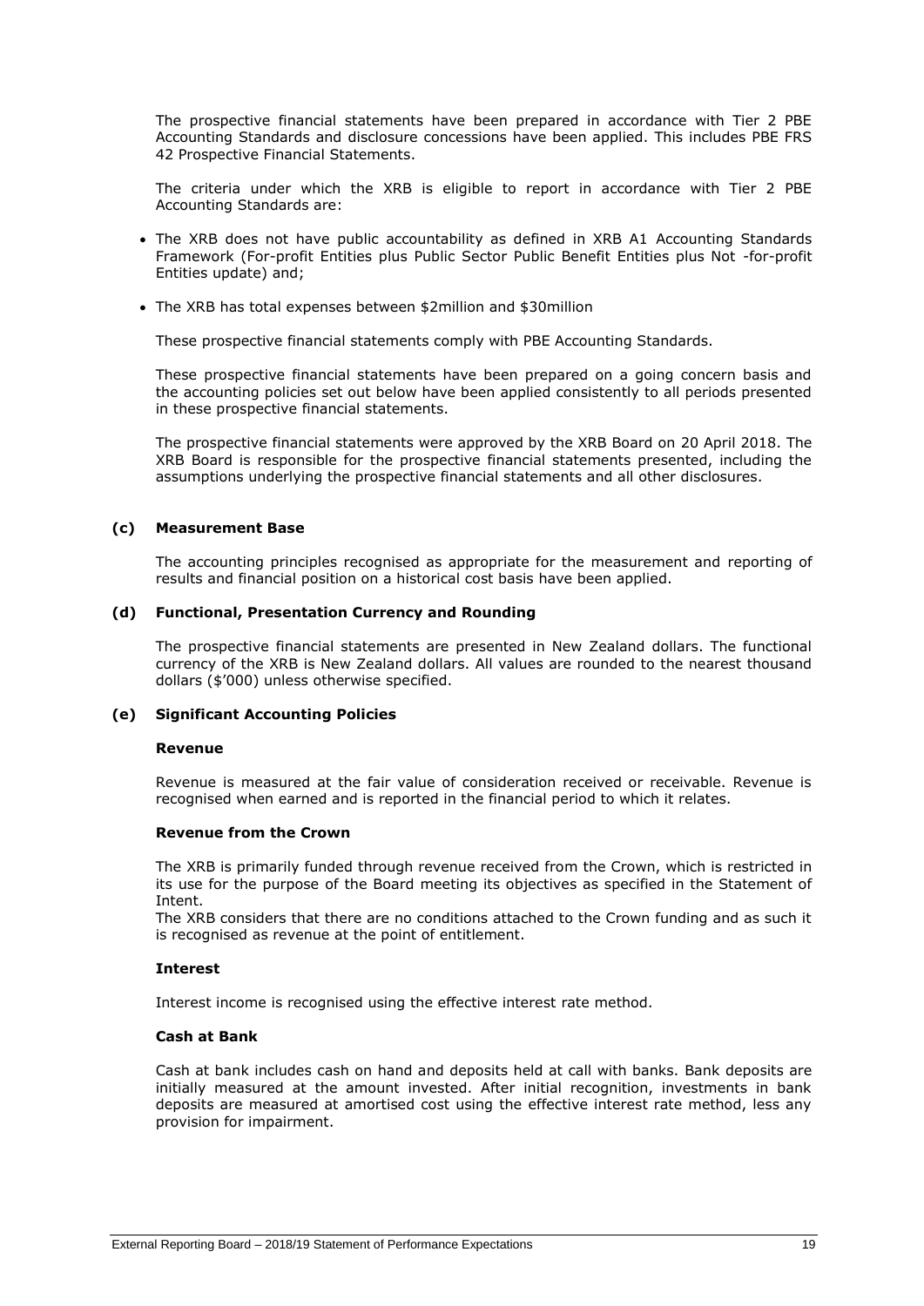The prospective financial statements have been prepared in accordance with Tier 2 PBE Accounting Standards and disclosure concessions have been applied. This includes PBE FRS 42 Prospective Financial Statements.

The criteria under which the XRB is eligible to report in accordance with Tier 2 PBE Accounting Standards are:

- The XRB does not have public accountability as defined in XRB A1 Accounting Standards Framework (For-profit Entities plus Public Sector Public Benefit Entities plus Not -for-profit Entities update) and;
- The XRB has total expenses between $2million and $30million

These prospective financial statements comply with PBE Accounting Standards.

These prospective financial statements have been prepared on a going concern basis and the accounting policies set out below have been applied consistently to all periods presented in these prospective financial statements.

The prospective financial statements were approved by the XRB Board on 20 April 2018. The XRB Board is responsible for the prospective financial statements presented, including the assumptions underlying the prospective financial statements and all other disclosures.

### (c) Measurement Base

The accounting principles recognised as appropriate for the measurement and reporting of results and financial position on a historical cost basis have been applied.

### (d) Functional, Presentation Currency and Rounding

The prospective financial statements are presented in New Zealand dollars. The functional currency of the XRB is New Zealand dollars. All values are rounded to the nearest thousand dollars ($'000) unless otherwise specified.

### (e) Significant Accounting Policies

**Revenue**

Revenue is measured at the fair value of consideration received or receivable. Revenue is recognised when earned and is reported in the financial period to which it relates.

**Revenue from the Crown**

The XRB is primarily funded through revenue received from the Crown, which is restricted in its use for the purpose of the Board meeting its objectives as specified in the Statement of Intent.

The XRB considers that there are no conditions attached to the Crown funding and as such it is recognised as revenue at the point of entitlement.

**Interest**

Interest income is recognised using the effective interest rate method.

**Cash at Bank**

Cash at bank includes cash on hand and deposits held at call with banks. Bank deposits are initially measured at the amount invested. After initial recognition, investments in bank deposits are measured at amortised cost using the effective interest rate method, less any provision for impairment.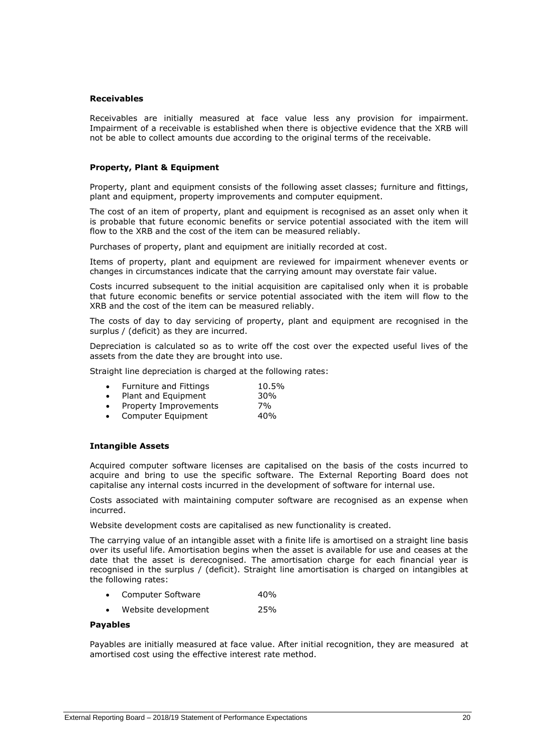**Receivables**

Receivables are initially measured at face value less any provision for impairment. Impairment of a receivable is established when there is objective evidence that the XRB will not be able to collect amounts due according to the original terms of the receivable.

**Property, Plant & Equipment**

Property, plant and equipment consists of the following asset classes; furniture and fittings, plant and equipment, property improvements and computer equipment.

The cost of an item of property, plant and equipment is recognised as an asset only when it is probable that future economic benefits or service potential associated with the item will flow to the XRB and the cost of the item can be measured reliably.

Purchases of property, plant and equipment are initially recorded at cost.

Items of property, plant and equipment are reviewed for impairment whenever events or changes in circumstances indicate that the carrying amount may overstate fair value.

Costs incurred subsequent to the initial acquisition are capitalised only when it is probable that future economic benefits or service potential associated with the item will flow to the XRB and the cost of the item can be measured reliably.

The costs of day to day servicing of property, plant and equipment are recognised in the surplus / (deficit) as they are incurred.

Depreciation is calculated so as to write off the cost over the expected useful lives of the assets from the date they are brought into use.

Straight line depreciation is charged at the following rates:

- Furniture and Fittings 10.5%
- Plant and Equipment 30%
- Property Improvements 7%
- Computer Equipment 40%

**Intangible Assets**

Acquired computer software licenses are capitalised on the basis of the costs incurred to acquire and bring to use the specific software. The External Reporting Board does not capitalise any internal costs incurred in the development of software for internal use.

Costs associated with maintaining computer software are recognised as an expense when incurred.

Website development costs are capitalised as new functionality is created.

The carrying value of an intangible asset with a finite life is amortised on a straight line basis over its useful life. Amortisation begins when the asset is available for use and ceases at the date that the asset is derecognised. The amortisation charge for each financial year is recognised in the surplus / (deficit). Straight line amortisation is charged on intangibles at the following rates:

- Computer Software 40%
- Website development 25%

**Payables**

Payables are initially measured at face value. After initial recognition, they are measured at amortised cost using the effective interest rate method.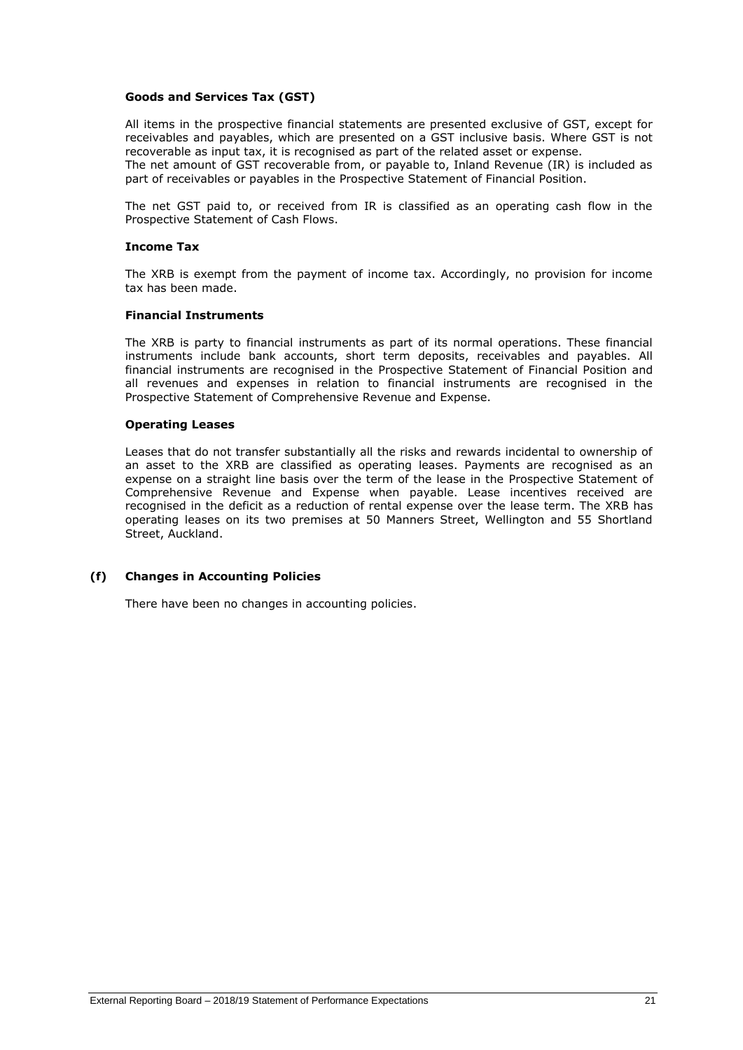**Goods and Services Tax (GST)**

All items in the prospective financial statements are presented exclusive of GST, except for receivables and payables, which are presented on a GST inclusive basis. Where GST is not recoverable as input tax, it is recognised as part of the related asset or expense.
The net amount of GST recoverable from, or payable to, Inland Revenue (IR) is included as part of receivables or payables in the Prospective Statement of Financial Position.

The net GST paid to, or received from IR is classified as an operating cash flow in the Prospective Statement of Cash Flows.

**Income Tax**

The XRB is exempt from the payment of income tax. Accordingly, no provision for income tax has been made.

**Financial Instruments**

The XRB is party to financial instruments as part of its normal operations. These financial instruments include bank accounts, short term deposits, receivables and payables. All financial instruments are recognised in the Prospective Statement of Financial Position and all revenues and expenses in relation to financial instruments are recognised in the Prospective Statement of Comprehensive Revenue and Expense.

**Operating Leases**

Leases that do not transfer substantially all the risks and rewards incidental to ownership of an asset to the XRB are classified as operating leases. Payments are recognised as an expense on a straight line basis over the term of the lease in the Prospective Statement of Comprehensive Revenue and Expense when payable. Lease incentives received are recognised in the deficit as a reduction of rental expense over the lease term. The XRB has operating leases on its two premises at 50 Manners Street, Wellington and 55 Shortland Street, Auckland.

## (f) Changes in Accounting Policies

There have been no changes in accounting policies.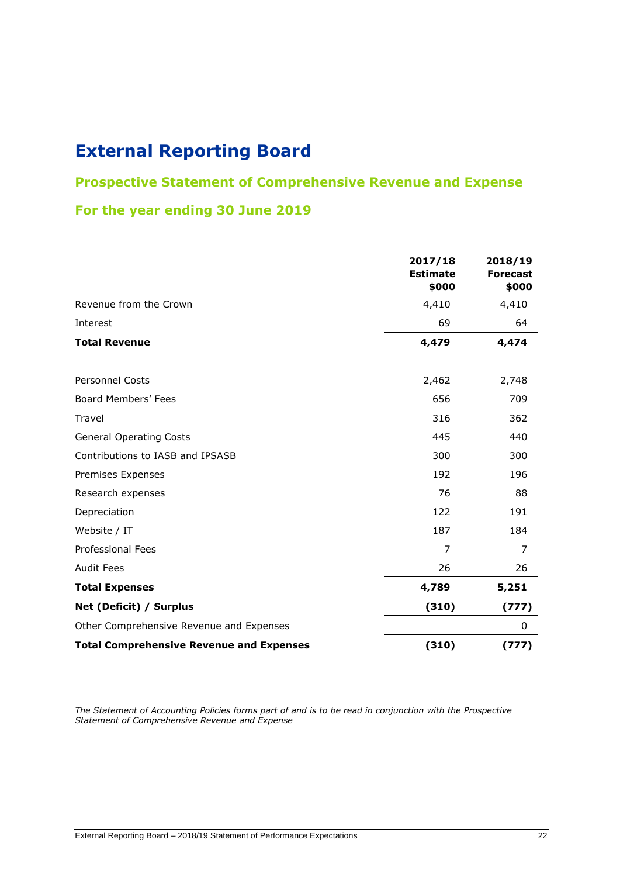# External Reporting Board

## Prospective Statement of Comprehensive Revenue and Expense

## For the year ending 30 June 2019

| | 2017/18 Estimate $000 | 2018/19 Forecast $000 |
|---|---|---|
| Revenue from the Crown | 4,410 | 4,410 |
| Interest | 69 | 64 |
| **Total Revenue** | **4,479** | **4,474** |
| | | |
| Personnel Costs | 2,462 | 2,748 |
| Board Members' Fees | 656 | 709 |
| Travel | 316 | 362 |
| General Operating Costs | 445 | 440 |
| Contributions to IASB and IPSASB | 300 | 300 |
| Premises Expenses | 192 | 196 |
| Research expenses | 76 | 88 |
| Depreciation | 122 | 191 |
| Website / IT | 187 | 184 |
| Professional Fees | 7 | 7 |
| Audit Fees | 26 | 26 |
| **Total Expenses** | **4,789** | **5,251** |
| **Net (Deficit) / Surplus** | **(310)** | **(777)** |
| Other Comprehensive Revenue and Expenses | | 0 |
| **Total Comprehensive Revenue and Expenses** | **(310)** | **(777)** |

*The Statement of Accounting Policies forms part of and is to be read in conjunction with the Prospective Statement of Comprehensive Revenue and Expense*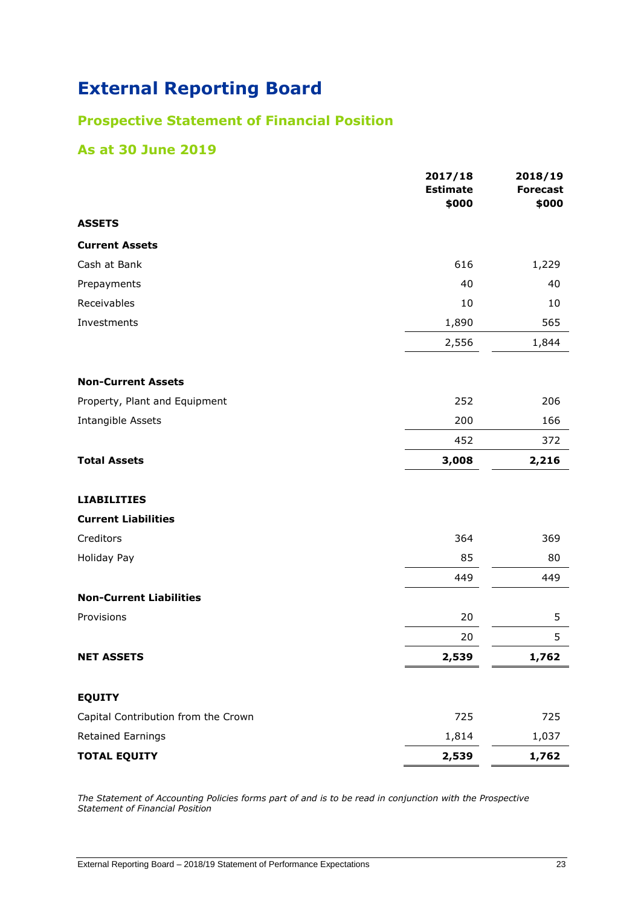# External Reporting Board

## Prospective Statement of Financial Position

## As at 30 June 2019

| | 2017/18 Estimate $000 | 2018/19 Forecast $000 |
|---|---|---|
| **ASSETS** | | |
| **Current Assets** | | |
| Cash at Bank | 616 | 1,229 |
| Prepayments | 40 | 40 |
| Receivables | 10 | 10 |
| Investments | 1,890 | 565 |
| | 2,556 | 1,844 |
| **Non-Current Assets** | | |
| Property, Plant and Equipment | 252 | 206 |
| Intangible Assets | 200 | 166 |
| | 452 | 372 |
| **Total Assets** | **3,008** | **2,216** |
| **LIABILITIES** | | |
| **Current Liabilities** | | |
| Creditors | 364 | 369 |
| Holiday Pay | 85 | 80 |
| | 449 | 449 |
| **Non-Current Liabilities** | | |
| Provisions | 20 | 5 |
| | 20 | 5 |
| **NET ASSETS** | **2,539** | **1,762** |
| **EQUITY** | | |
| Capital Contribution from the Crown | 725 | 725 |
| Retained Earnings | 1,814 | 1,037 |
| **TOTAL EQUITY** | **2,539** | **1,762** |

*The Statement of Accounting Policies forms part of and is to be read in conjunction with the Prospective Statement of Financial Position*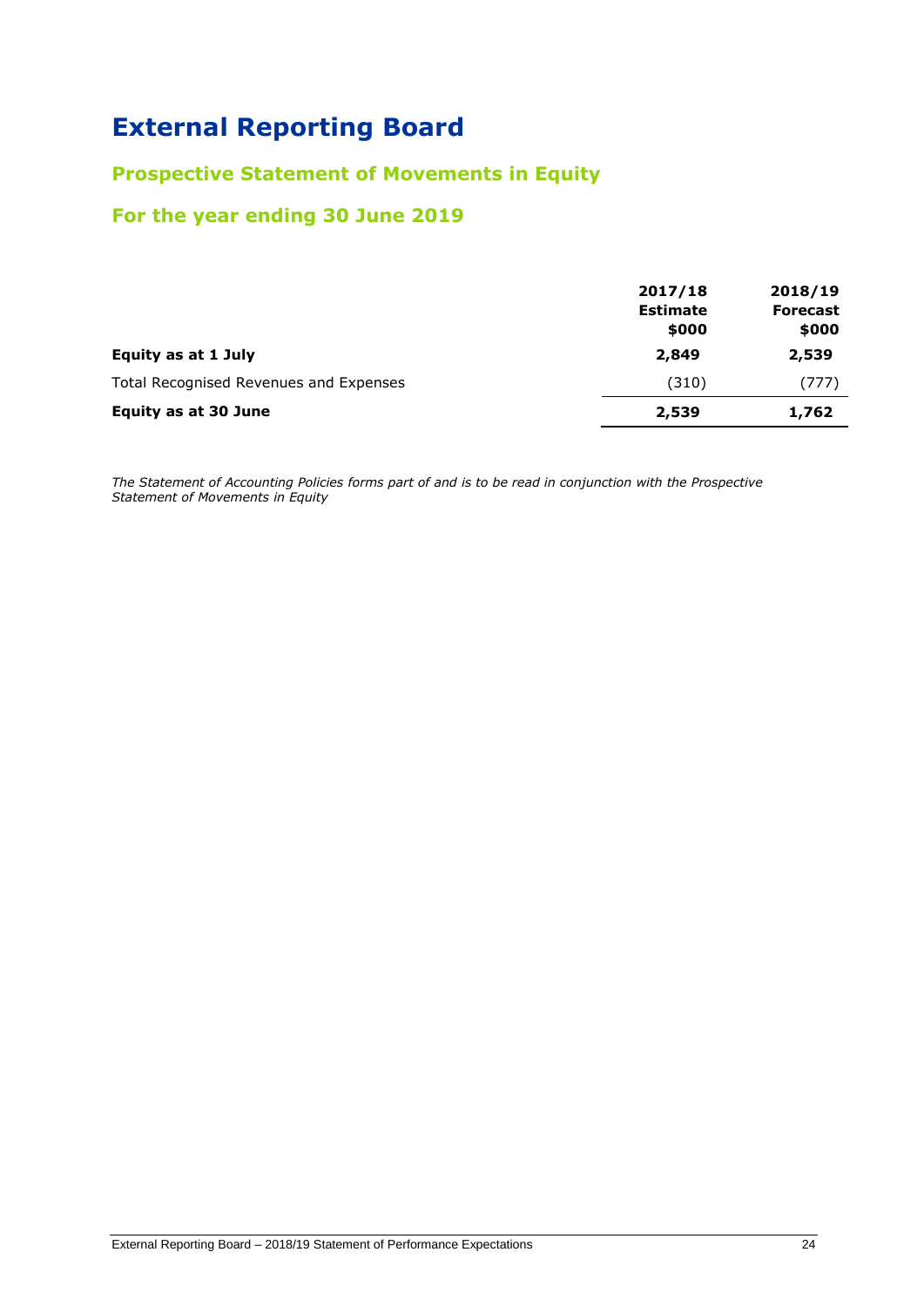# External Reporting Board

## Prospective Statement of Movements in Equity

## For the year ending 30 June 2019

| | 2017/18 Estimate $000 | 2018/19 Forecast $000 |
|---|---|---|
| **Equity as at 1 July** | **2,849** | **2,539** |
| Total Recognised Revenues and Expenses | (310) | (777) |
| **Equity as at 30 June** | **2,539** | **1,762** |

*The Statement of Accounting Policies forms part of and is to be read in conjunction with the Prospective Statement of Movements in Equity*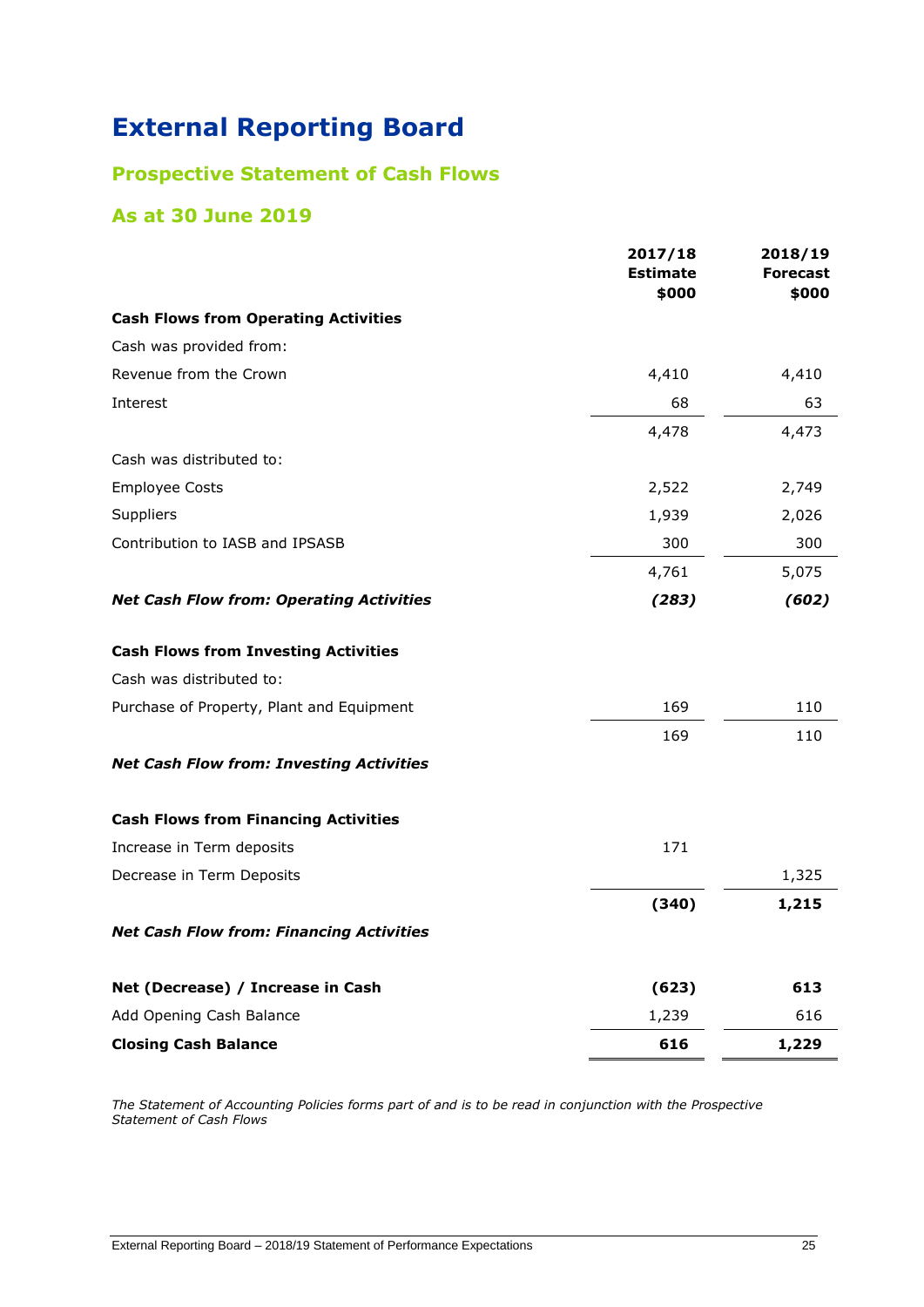# External Reporting Board

## Prospective Statement of Cash Flows

## As at 30 June 2019

| | 2017/18 Estimate $000 | 2018/19 Forecast $000 |
|---|---|---|
| **Cash Flows from Operating Activities** | | |
| Cash was provided from: | | |
| Revenue from the Crown | 4,410 | 4,410 |
| Interest | 68 | 63 |
| | 4,478 | 4,473 |
| Cash was distributed to: | | |
| Employee Costs | 2,522 | 2,749 |
| Suppliers | 1,939 | 2,026 |
| Contribution to IASB and IPSASB | 300 | 300 |
| | 4,761 | 5,075 |
| ***Net Cash Flow from: Operating Activities*** | ***(283)*** | ***(602)*** |
| **Cash Flows from Investing Activities** | | |
| Cash was distributed to: | | |
| Purchase of Property, Plant and Equipment | 169 | 110 |
| | 169 | 110 |
| ***Net Cash Flow from: Investing Activities*** | | |
| **Cash Flows from Financing Activities** | | |
| Increase in Term deposits | 171 | |
| Decrease in Term Deposits | | 1,325 |
| | **(340)** | **1,215** |
| ***Net Cash Flow from: Financing Activities*** | | |
| **Net (Decrease) / Increase in Cash** | **(623)** | **613** |
| Add Opening Cash Balance | 1,239 | 616 |
| **Closing Cash Balance** | **616** | **1,229** |

*The Statement of Accounting Policies forms part of and is to be read in conjunction with the Prospective Statement of Cash Flows*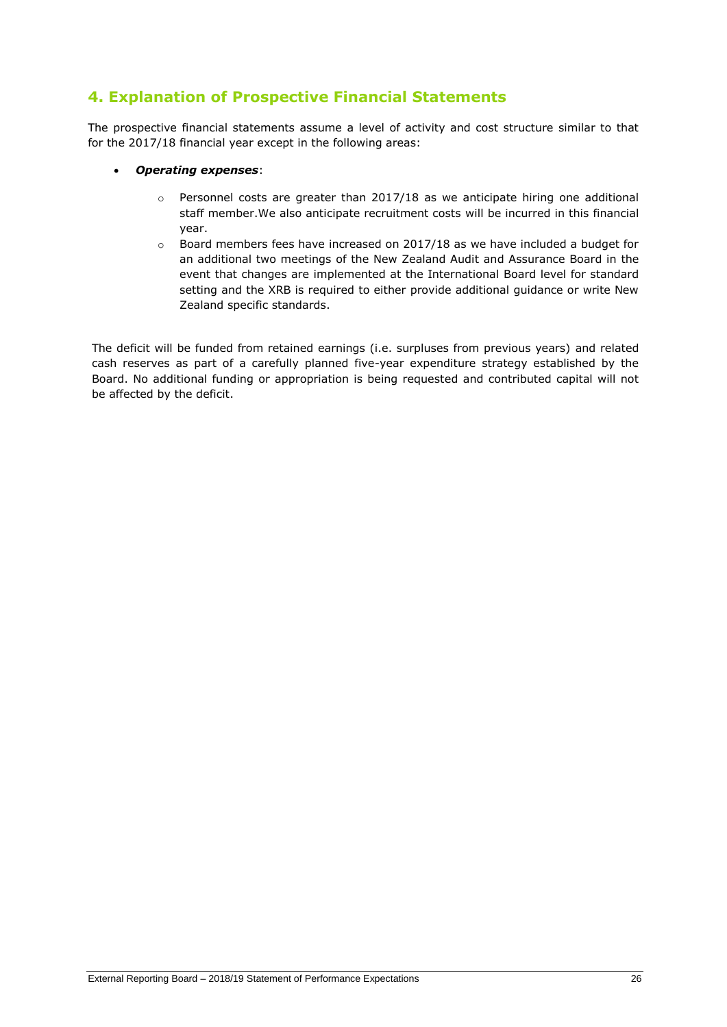## 4. Explanation of Prospective Financial Statements

The prospective financial statements assume a level of activity and cost structure similar to that for the 2017/18 financial year except in the following areas:

- ***Operating expenses***:
  - Personnel costs are greater than 2017/18 as we anticipate hiring one additional staff member.We also anticipate recruitment costs will be incurred in this financial year.
  - Board members fees have increased on 2017/18 as we have included a budget for an additional two meetings of the New Zealand Audit and Assurance Board in the event that changes are implemented at the International Board level for standard setting and the XRB is required to either provide additional guidance or write New Zealand specific standards.

The deficit will be funded from retained earnings (i.e. surpluses from previous years) and related cash reserves as part of a carefully planned five-year expenditure strategy established by the Board. No additional funding or appropriation is being requested and contributed capital will not be affected by the deficit.